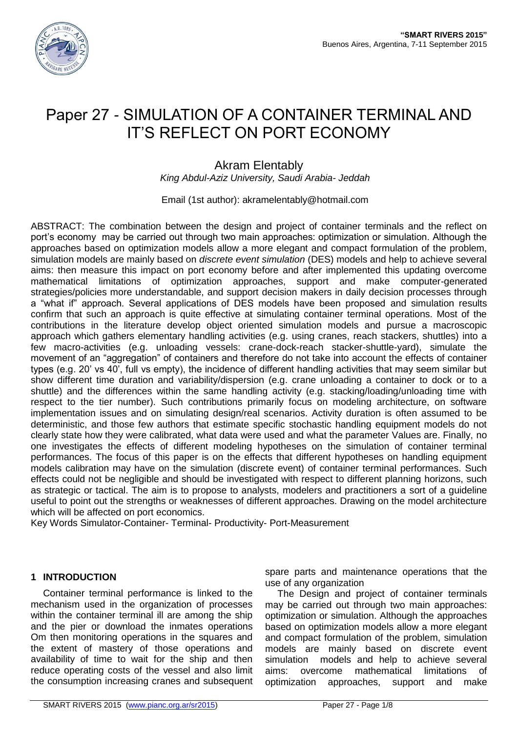# Paper 27 - SIMULATION OF A CONTAINER TERMINAL AND IT'S REFLECT ON PORT ECONOMY

Akram Elentably

*King Abdul-Aziz University, Saudi Arabia- Jeddah*

Email (1st author): akramelentably@hotmail.com

ABSTRACT: The combination between the design and project of container terminals and the reflect on port's economy may be carried out through two main approaches: optimization or simulation. Although the approaches based on optimization models allow a more elegant and compact formulation of the problem, simulation models are mainly based on *discrete event simulation* (DES) models and help to achieve several aims: then measure this impact on port economy before and after implemented this updating overcome mathematical limitations of optimization approaches, support and make computer-generated strategies/policies more understandable, and support decision makers in daily decision processes through a "what if" approach. Several applications of DES models have been proposed and simulation results confirm that such an approach is quite effective at simulating container terminal operations. Most of the contributions in the literature develop object oriented simulation models and pursue a macroscopic approach which gathers elementary handling activities (e.g. using cranes, reach stackers, shuttles) into a few macro-activities (e.g. unloading vessels: crane-dock-reach stacker-shuttle-yard), simulate the movement of an "aggregation" of containers and therefore do not take into account the effects of container types (e.g. 20' vs 40', full vs empty), the incidence of different handling activities that may seem similar but show different time duration and variability/dispersion (e.g. crane unloading a container to dock or to a shuttle) and the differences within the same handling activity (e.g. stacking/loading/unloading time with respect to the tier number). Such contributions primarily focus on modeling architecture, on software implementation issues and on simulating design/real scenarios. Activity duration is often assumed to be deterministic, and those few authors that estimate specific stochastic handling equipment models do not clearly state how they were calibrated, what data were used and what the parameter Values are. Finally, no one investigates the effects of different modeling hypotheses on the simulation of container terminal performances. The focus of this paper is on the effects that different hypotheses on handling equipment models calibration may have on the simulation (discrete event) of container terminal performances. Such effects could not be negligible and should be investigated with respect to different planning horizons, such as strategic or tactical. The aim is to propose to analysts, modelers and practitioners a sort of a guideline useful to point out the strengths or weaknesses of different approaches. Drawing on the model architecture which will be affected on port economics.

Key Words Simulator-Container- Terminal- Productivity- Port-Measurement

## 1 INTRODUCTION

Container terminal performance is linked to the mechanism used in the organization of processes within the container terminal ill are among the ship and the pier or download the inmates operations Om then monitoring operations in the squares and the extent of mastery of those operations and availability of time to wait for the ship and then reduce operating costs of the vessel and also limit the consumption increasing cranes and subsequent spare parts and maintenance operations that the use of any organization

The Design and project of container terminals may be carried out through two main approaches: optimization or simulation. Although the approaches based on optimization models allow a more elegant and compact formulation of the problem, simulation models are mainly based on discrete event simulation models and help to achieve several aims: overcome mathematical limitations of optimization approaches, support and make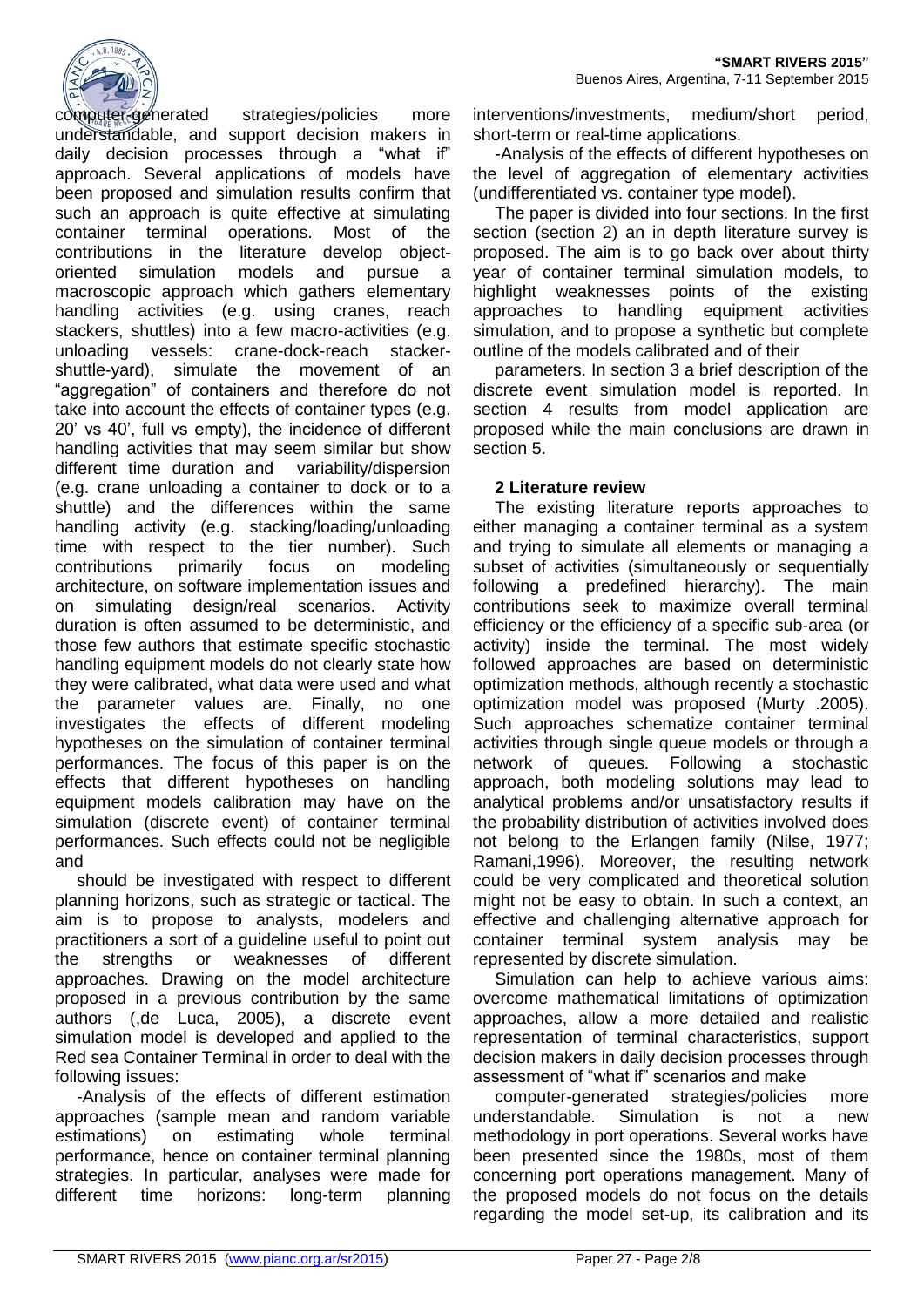computer-generated strategies/policies more understandable, and support decision makers in daily decision processes through a "what if" approach. Several applications of models have been proposed and simulation results confirm that such an approach is quite effective at simulating container terminal operations. Most of the contributions in the literature develop object-oriented simulation models and pursue a macroscopic approach which gathers elementary handling activities (e.g. using cranes, reach stackers, shuttles) into a few macro-activities (e.g. unloading vessels: crane-dock-reach stacker-shuttle-yard), simulate the movement of an "aggregation" of containers and therefore do not take into account the effects of container types (e.g. 20' vs 40', full vs empty), the incidence of different handling activities that may seem similar but show different time duration and variability/dispersion (e.g. crane unloading a container to dock or to a shuttle) and the differences within the same handling activity (e.g. stacking/loading/unloading time with respect to the tier number). Such contributions primarily focus on modeling architecture, on software implementation issues and on simulating design/real scenarios. Activity duration is often assumed to be deterministic, and those few authors that estimate specific stochastic handling equipment models do not clearly state how they were calibrated, what data were used and what the parameter values are. Finally, no one investigates the effects of different modeling hypotheses on the simulation of container terminal performances. The focus of this paper is on the effects that different hypotheses on handling equipment models calibration may have on the simulation (discrete event) of container terminal performances. Such effects could not be negligible and should be investigated with respect to different planning horizons, such as strategic or tactical. The aim is to propose to analysts, modelers and practitioners a sort of a guideline useful to point out the strengths or weaknesses of different approaches. Drawing on the model architecture proposed in a previous contribution by the same authors (,de Luca, 2005), a discrete event simulation model is developed and applied to the Red sea Container Terminal in order to deal with the following issues:

-Analysis of the effects of different estimation approaches (sample mean and random variable estimations) on estimating whole terminal performance, hence on container terminal planning strategies. In particular, analyses were made for different time horizons: long-term planning interventions/investments, medium/short period, short-term or real-time applications.

-Analysis of the effects of different hypotheses on the level of aggregation of elementary activities (undifferentiated vs. container type model).

The paper is divided into four sections. In the first section (section 2) an in depth literature survey is proposed. The aim is to go back over about thirty year of container terminal simulation models, to highlight weaknesses points of the existing approaches to handling equipment activities simulation, and to propose a synthetic but complete outline of the models calibrated and of their parameters. In section 3 a brief description of the discrete event simulation model is reported. In section 4 results from model application are proposed while the main conclusions are drawn in section 5.

## 2 Literature review

The existing literature reports approaches to either managing a container terminal as a system and trying to simulate all elements or managing a subset of activities (simultaneously or sequentially following a predefined hierarchy). The main contributions seek to maximize overall terminal efficiency or the efficiency of a specific sub-area (or activity) inside the terminal. The most widely followed approaches are based on deterministic optimization methods, although recently a stochastic optimization model was proposed (Murty .2005). Such approaches schematize container terminal activities through single queue models or through a network of queues. Following a stochastic approach, both modeling solutions may lead to analytical problems and/or unsatisfactory results if the probability distribution of activities involved does not belong to the Erlangen family (Nilse, 1977; Ramani,1996). Moreover, the resulting network could be very complicated and theoretical solution might not be easy to obtain. In such a context, an effective and challenging alternative approach for container terminal system analysis may be represented by discrete simulation.

Simulation can help to achieve various aims: overcome mathematical limitations of optimization approaches, allow a more detailed and realistic representation of terminal characteristics, support decision makers in daily decision processes through assessment of "what if" scenarios and make computer-generated strategies/policies more understandable. Simulation is not a new methodology in port operations. Several works have been presented since the 1980s, most of them concerning port operations management. Many of the proposed models do not focus on the details regarding the model set-up, its calibration and its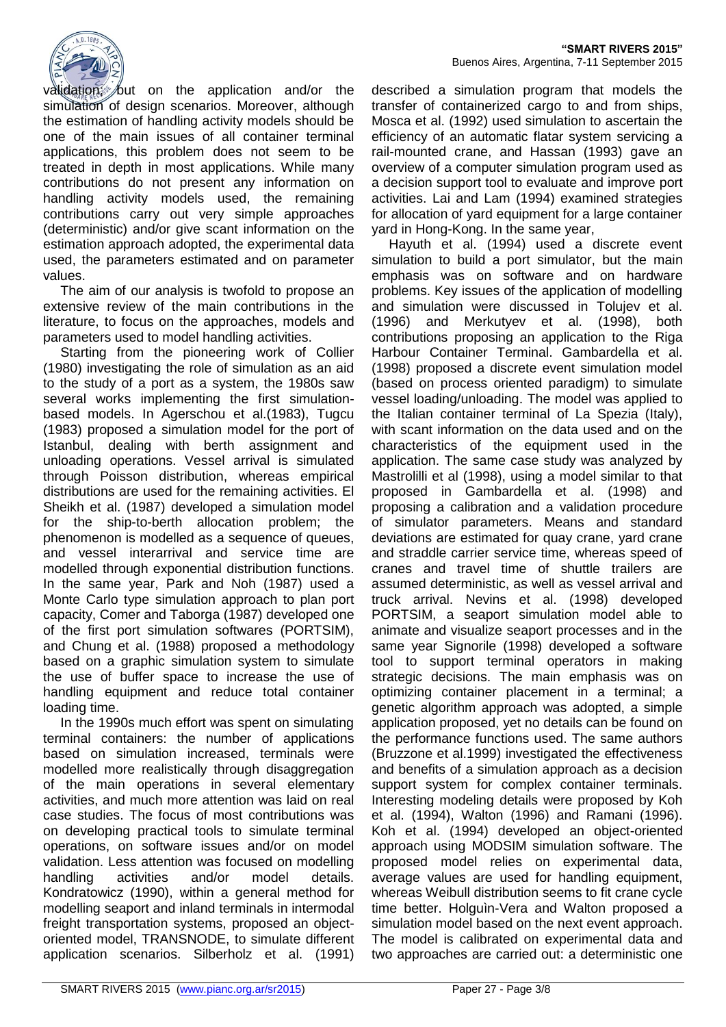validation; but on the application and/or the simulation of design scenarios. Moreover, although the estimation of handling activity models should be one of the main issues of all container terminal applications, this problem does not seem to be treated in depth in most applications. While many contributions do not present any information on handling activity models used, the remaining contributions carry out very simple approaches (deterministic) and/or give scant information on the estimation approach adopted, the experimental data used, the parameters estimated and on parameter values.

The aim of our analysis is twofold to propose an extensive review of the main contributions in the literature, to focus on the approaches, models and parameters used to model handling activities.

Starting from the pioneering work of Collier (1980) investigating the role of simulation as an aid to the study of a port as a system, the 1980s saw several works implementing the first simulation-based models. In Agerschou et al.(1983), Tugcu (1983) proposed a simulation model for the port of Istanbul, dealing with berth assignment and unloading operations. Vessel arrival is simulated through Poisson distribution, whereas empirical distributions are used for the remaining activities. El Sheikh et al. (1987) developed a simulation model for the ship-to-berth allocation problem; the phenomenon is modelled as a sequence of queues, and vessel interarrival and service time are modelled through exponential distribution functions. In the same year, Park and Noh (1987) used a Monte Carlo type simulation approach to plan port capacity, Comer and Taborga (1987) developed one of the first port simulation softwares (PORTSIM), and Chung et al. (1988) proposed a methodology based on a graphic simulation system to simulate the use of buffer space to increase the use of handling equipment and reduce total container loading time.

In the 1990s much effort was spent on simulating terminal containers: the number of applications based on simulation increased, terminals were modelled more realistically through disaggregation of the main operations in several elementary activities, and much more attention was laid on real case studies. The focus of most contributions was on developing practical tools to simulate terminal operations, on software issues and/or on model validation. Less attention was focused on modelling handling activities and/or model details. Kondratowicz (1990), within a general method for modelling seaport and inland terminals in intermodal freight transportation systems, proposed an object-oriented model, TRANSNODE, to simulate different application scenarios. Silberholz et al. (1991) described a simulation program that models the transfer of containerized cargo to and from ships, Mosca et al. (1992) used simulation to ascertain the efficiency of an automatic flatar system servicing a rail-mounted crane, and Hassan (1993) gave an overview of a computer simulation program used as a decision support tool to evaluate and improve port activities. Lai and Lam (1994) examined strategies for allocation of yard equipment for a large container yard in Hong-Kong. In the same year,

Hayuth et al. (1994) used a discrete event simulation to build a port simulator, but the main emphasis was on software and on hardware problems. Key issues of the application of modelling and simulation were discussed in Tolujev et al. (1996) and Merkutyev et al. (1998), both contributions proposing an application to the Riga Harbour Container Terminal. Gambardella et al. (1998) proposed a discrete event simulation model (based on process oriented paradigm) to simulate vessel loading/unloading. The model was applied to the Italian container terminal of La Spezia (Italy), with scant information on the data used and on the characteristics of the equipment used in the application. The same case study was analyzed by Mastrolilli et al (1998), using a model similar to that proposed in Gambardella et al. (1998) and proposing a calibration and a validation procedure of simulator parameters. Means and standard deviations are estimated for quay crane, yard crane and straddle carrier service time, whereas speed of cranes and travel time of shuttle trailers are assumed deterministic, as well as vessel arrival and truck arrival. Nevins et al. (1998) developed PORTSIM, a seaport simulation model able to animate and visualize seaport processes and in the same year Signorile (1998) developed a software tool to support terminal operators in making strategic decisions. The main emphasis was on optimizing container placement in a terminal; a genetic algorithm approach was adopted, a simple application proposed, yet no details can be found on the performance functions used. The same authors (Bruzzone et al.1999) investigated the effectiveness and benefits of a simulation approach as a decision support system for complex container terminals. Interesting modeling details were proposed by Koh et al. (1994), Walton (1996) and Ramani (1996). Koh et al. (1994) developed an object-oriented approach using MODSIM simulation software. The proposed model relies on experimental data, average values are used for handling equipment, whereas Weibull distribution seems to fit crane cycle time better. Holguìn-Vera and Walton proposed a simulation model based on the next event approach. The model is calibrated on experimental data and two approaches are carried out: a deterministic one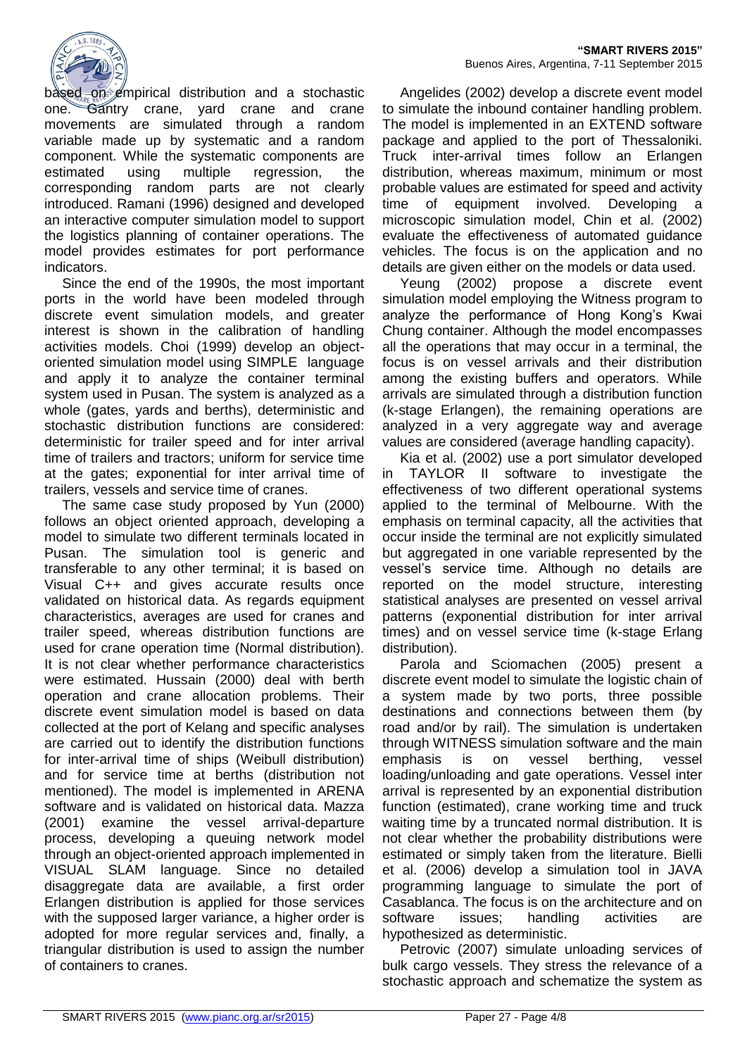based on empirical distribution and a stochastic one. Gantry crane, yard crane and crane movements are simulated through a random variable made up by systematic and a random component. While the systematic components are estimated using multiple regression, the corresponding random parts are not clearly introduced. Ramani (1996) designed and developed an interactive computer simulation model to support the logistics planning of container operations. The model provides estimates for port performance indicators.

Since the end of the 1990s, the most important ports in the world have been modeled through discrete event simulation models, and greater interest is shown in the calibration of handling activities models. Choi (1999) develop an object-oriented simulation model using SIMPLE language and apply it to analyze the container terminal system used in Pusan. The system is analyzed as a whole (gates, yards and berths), deterministic and stochastic distribution functions are considered: deterministic for trailer speed and for inter arrival time of trailers and tractors; uniform for service time at the gates; exponential for inter arrival time of trailers, vessels and service time of cranes.

The same case study proposed by Yun (2000) follows an object oriented approach, developing a model to simulate two different terminals located in Pusan. The simulation tool is generic and transferable to any other terminal; it is based on Visual C++ and gives accurate results once validated on historical data. As regards equipment characteristics, averages are used for cranes and trailer speed, whereas distribution functions are used for crane operation time (Normal distribution). It is not clear whether performance characteristics were estimated. Hussain (2000) deal with berth operation and crane allocation problems. Their discrete event simulation model is based on data collected at the port of Kelang and specific analyses are carried out to identify the distribution functions for inter-arrival time of ships (Weibull distribution) and for service time at berths (distribution not mentioned). The model is implemented in ARENA software and is validated on historical data. Mazza (2001) examine the vessel arrival-departure process, developing a queuing network model through an object-oriented approach implemented in VISUAL SLAM language. Since no detailed disaggregate data are available, a first order Erlangen distribution is applied for those services with the supposed larger variance, a higher order is adopted for more regular services and, finally, a triangular distribution is used to assign the number of containers to cranes.

Angelides (2002) develop a discrete event model to simulate the inbound container handling problem. The model is implemented in an EXTEND software package and applied to the port of Thessaloniki. Truck inter-arrival times follow an Erlangen distribution, whereas maximum, minimum or most probable values are estimated for speed and activity time of equipment involved. Developing a microscopic simulation model, Chin et al. (2002) evaluate the effectiveness of automated guidance vehicles. The focus is on the application and no details are given either on the models or data used.

Yeung (2002) propose a discrete event simulation model employing the Witness program to analyze the performance of Hong Kong's Kwai Chung container. Although the model encompasses all the operations that may occur in a terminal, the focus is on vessel arrivals and their distribution among the existing buffers and operators. While arrivals are simulated through a distribution function (k-stage Erlangen), the remaining operations are analyzed in a very aggregate way and average values are considered (average handling capacity).

Kia et al. (2002) use a port simulator developed in TAYLOR II software to investigate the effectiveness of two different operational systems applied to the terminal of Melbourne. With the emphasis on terminal capacity, all the activities that occur inside the terminal are not explicitly simulated but aggregated in one variable represented by the vessel's service time. Although no details are reported on the model structure, interesting statistical analyses are presented on vessel arrival patterns (exponential distribution for inter arrival times) and on vessel service time (k-stage Erlang distribution).

Parola and Sciomachen (2005) present a discrete event model to simulate the logistic chain of a system made by two ports, three possible destinations and connections between them (by road and/or by rail). The simulation is undertaken through WITNESS simulation software and the main emphasis is on vessel berthing, vessel loading/unloading and gate operations. Vessel inter arrival is represented by an exponential distribution function (estimated), crane working time and truck waiting time by a truncated normal distribution. It is not clear whether the probability distributions were estimated or simply taken from the literature. Bielli et al. (2006) develop a simulation tool in JAVA programming language to simulate the port of Casablanca. The focus is on the architecture and on software issues; handling activities are hypothesized as deterministic.

Petrovic (2007) simulate unloading services of bulk cargo vessels. They stress the relevance of a stochastic approach and schematize the system as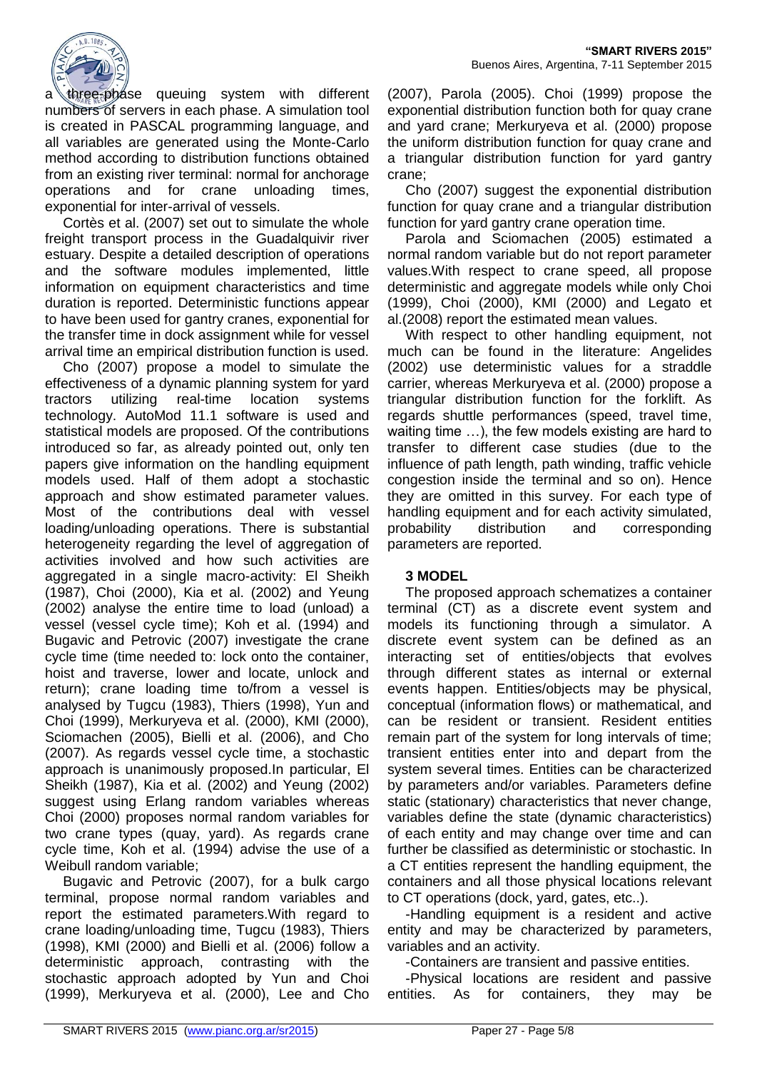a three-phase queuing system with different numbers of servers in each phase. A simulation tool is created in PASCAL programming language, and all variables are generated using the Monte-Carlo method according to distribution functions obtained from an existing river terminal: normal for anchorage operations and for crane unloading times, exponential for inter-arrival of vessels.

Cortès et al. (2007) set out to simulate the whole freight transport process in the Guadalquivir river estuary. Despite a detailed description of operations and the software modules implemented, little information on equipment characteristics and time duration is reported. Deterministic functions appear to have been used for gantry cranes, exponential for the transfer time in dock assignment while for vessel arrival time an empirical distribution function is used.

Cho (2007) propose a model to simulate the effectiveness of a dynamic planning system for yard tractors utilizing real-time location systems technology. AutoMod 11.1 software is used and statistical models are proposed. Of the contributions introduced so far, as already pointed out, only ten papers give information on the handling equipment models used. Half of them adopt a stochastic approach and show estimated parameter values. Most of the contributions deal with vessel loading/unloading operations. There is substantial heterogeneity regarding the level of aggregation of activities involved and how such activities are aggregated in a single macro-activity: El Sheikh (1987), Choi (2000), Kia et al. (2002) and Yeung (2002) analyse the entire time to load (unload) a vessel (vessel cycle time); Koh et al. (1994) and Bugavic and Petrovic (2007) investigate the crane cycle time (time needed to: lock onto the container, hoist and traverse, lower and locate, unlock and return); crane loading time to/from a vessel is analysed by Tugcu (1983), Thiers (1998), Yun and Choi (1999), Merkuryeva et al. (2000), KMI (2000), Sciomachen (2005), Bielli et al. (2006), and Cho (2007). As regards vessel cycle time, a stochastic approach is unanimously proposed.In particular, El Sheikh (1987), Kia et al. (2002) and Yeung (2002) suggest using Erlang random variables whereas Choi (2000) proposes normal random variables for two crane types (quay, yard). As regards crane cycle time, Koh et al. (1994) advise the use of a Weibull random variable;

Bugavic and Petrovic (2007), for a bulk cargo terminal, propose normal random variables and report the estimated parameters.With regard to crane loading/unloading time, Tugcu (1983), Thiers (1998), KMI (2000) and Bielli et al. (2006) follow a deterministic approach, contrasting with the stochastic approach adopted by Yun and Choi (1999), Merkuryeva et al. (2000), Lee and Cho (2007), Parola (2005). Choi (1999) propose the exponential distribution function both for quay crane and yard crane; Merkuryeva et al. (2000) propose the uniform distribution function for quay crane and a triangular distribution function for yard gantry crane;

Cho (2007) suggest the exponential distribution function for quay crane and a triangular distribution function for yard gantry crane operation time.

Parola and Sciomachen (2005) estimated a normal random variable but do not report parameter values.With respect to crane speed, all propose deterministic and aggregate models while only Choi (1999), Choi (2000), KMI (2000) and Legato et al.(2008) report the estimated mean values.

With respect to other handling equipment, not much can be found in the literature: Angelides (2002) use deterministic values for a straddle carrier, whereas Merkuryeva et al. (2000) propose a triangular distribution function for the forklift. As regards shuttle performances (speed, travel time, waiting time …), the few models existing are hard to transfer to different case studies (due to the influence of path length, path winding, traffic vehicle congestion inside the terminal and so on). Hence they are omitted in this survey. For each type of handling equipment and for each activity simulated, probability distribution and corresponding parameters are reported.

## 3 MODEL

The proposed approach schematizes a container terminal (CT) as a discrete event system and models its functioning through a simulator. A discrete event system can be defined as an interacting set of entities/objects that evolves through different states as internal or external events happen. Entities/objects may be physical, conceptual (information flows) or mathematical, and can be resident or transient. Resident entities remain part of the system for long intervals of time; transient entities enter into and depart from the system several times. Entities can be characterized by parameters and/or variables. Parameters define static (stationary) characteristics that never change, variables define the state (dynamic characteristics) of each entity and may change over time and can further be classified as deterministic or stochastic. In a CT entities represent the handling equipment, the containers and all those physical locations relevant to CT operations (dock, yard, gates, etc..).

-Handling equipment is a resident and active entity and may be characterized by parameters, variables and an activity.

-Containers are transient and passive entities.

-Physical locations are resident and passive entities. As for containers, they may be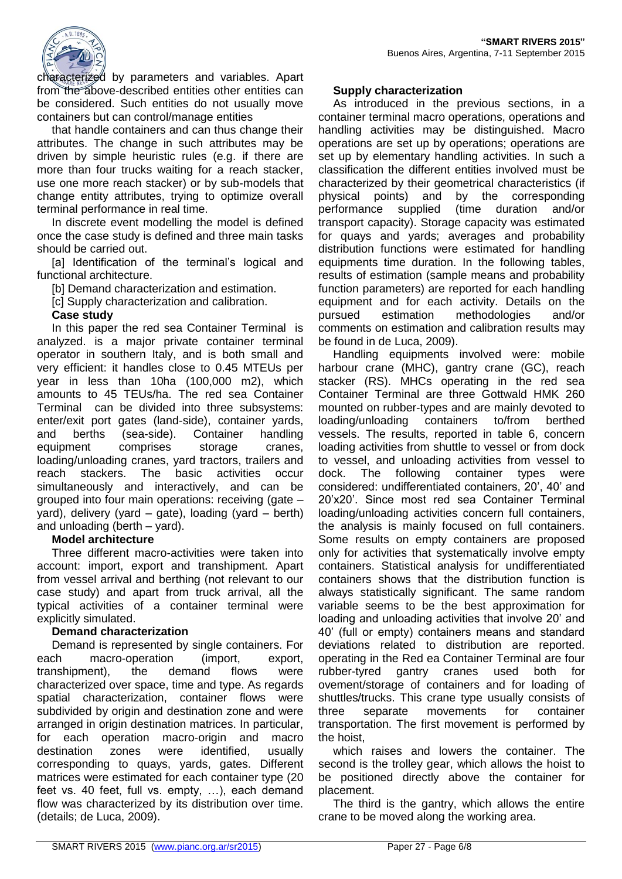characterized by parameters and variables. Apart from the above-described entities other entities can be considered. Such entities do not usually move containers but can control/manage entities

that handle containers and can thus change their attributes. The change in such attributes may be driven by simple heuristic rules (e.g. if there are more than four trucks waiting for a reach stacker, use one more reach stacker) or by sub-models that change entity attributes, trying to optimize overall terminal performance in real time.

In discrete event modelling the model is defined once the case study is defined and three main tasks should be carried out.

[a] Identification of the terminal's logical and functional architecture.

[b] Demand characterization and estimation.

[c] Supply characterization and calibration.

**Case study**

In this paper the red sea Container Terminal is analyzed. is a major private container terminal operator in southern Italy, and is both small and very efficient: it handles close to 0.45 MTEUs per year in less than 10ha (100,000 m2), which amounts to 45 TEUs/ha. The red sea Container Terminal can be divided into three subsystems: enter/exit port gates (land-side), container yards, and berths (sea-side). Container handling equipment comprises storage cranes, loading/unloading cranes, yard tractors, trailers and reach stackers. The basic activities occur simultaneously and interactively, and can be grouped into four main operations: receiving (gate – yard), delivery (yard – gate), loading (yard – berth) and unloading (berth – yard).

**Model architecture**

Three different macro-activities were taken into account: import, export and transhipment. Apart from vessel arrival and berthing (not relevant to our case study) and apart from truck arrival, all the typical activities of a container terminal were explicitly simulated.

**Demand characterization**

Demand is represented by single containers. For each macro-operation (import, export, transhipment), the demand flows were characterized over space, time and type. As regards spatial characterization, container flows were subdivided by origin and destination zone and were arranged in origin destination matrices. In particular, for each operation macro-origin and macro destination zones were identified, usually corresponding to quays, yards, gates. Different matrices were estimated for each container type (20 feet vs. 40 feet, full vs. empty, …), each demand flow was characterized by its distribution over time. (details; de Luca, 2009).

**Supply characterization**

As introduced in the previous sections, in a container terminal macro operations, operations and handling activities may be distinguished. Macro operations are set up by operations; operations are set up by elementary handling activities. In such a classification the different entities involved must be characterized by their geometrical characteristics (if physical points) and by the corresponding performance supplied (time duration and/or transport capacity). Storage capacity was estimated for quays and yards; averages and probability distribution functions were estimated for handling equipments time duration. In the following tables, results of estimation (sample means and probability function parameters) are reported for each handling equipment and for each activity. Details on the pursued estimation methodologies and/or comments on estimation and calibration results may be found in de Luca, 2009).

Handling equipments involved were: mobile harbour crane (MHC), gantry crane (GC), reach stacker (RS). MHCs operating in the red sea Container Terminal are three Gottwald HMK 260 mounted on rubber-types and are mainly devoted to loading/unloading containers to/from berthed vessels. The results, reported in table 6, concern loading activities from shuttle to vessel or from dock to vessel, and unloading activities from vessel to dock. The following container types were considered: undifferentiated containers, 20', 40' and 20'x20'. Since most red sea Container Terminal loading/unloading activities concern full containers, the analysis is mainly focused on full containers. Some results on empty containers are proposed only for activities that systematically involve empty containers. Statistical analysis for undifferentiated containers shows that the distribution function is always statistically significant. The same random variable seems to be the best approximation for loading and unloading activities that involve 20' and 40' (full or empty) containers means and standard deviations related to distribution are reported. operating in the Red ea Container Terminal are four rubber-tyred gantry cranes used both for ovement/storage of containers and for loading of shuttles/trucks. This crane type usually consists of three separate movements for container transportation. The first movement is performed by the hoist,

which raises and lowers the container. The second is the trolley gear, which allows the hoist to be positioned directly above the container for placement.

The third is the gantry, which allows the entire crane to be moved along the working area.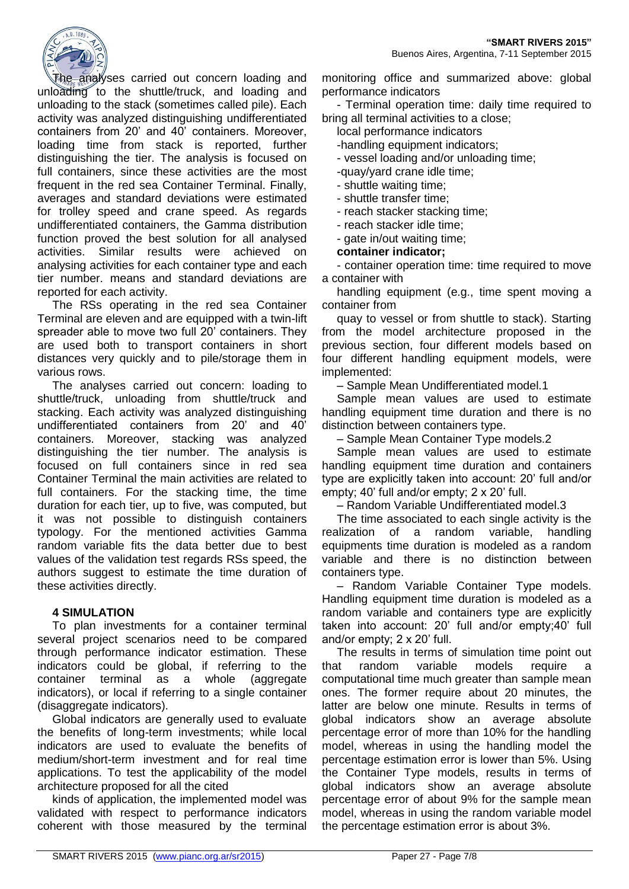The analyses carried out concern loading and unloading to the shuttle/truck, and loading and unloading to the stack (sometimes called pile). Each activity was analyzed distinguishing undifferentiated containers from 20' and 40' containers. Moreover, loading time from stack is reported, further distinguishing the tier. The analysis is focused on full containers, since these activities are the most frequent in the red sea Container Terminal. Finally, averages and standard deviations were estimated for trolley speed and crane speed. As regards undifferentiated containers, the Gamma distribution function proved the best solution for all analysed activities. Similar results were achieved on analysing activities for each container type and each tier number. means and standard deviations are reported for each activity.

The RSs operating in the red sea Container Terminal are eleven and are equipped with a twin-lift spreader able to move two full 20' containers. They are used both to transport containers in short distances very quickly and to pile/storage them in various rows.

The analyses carried out concern: loading to shuttle/truck, unloading from shuttle/truck and stacking. Each activity was analyzed distinguishing undifferentiated containers from 20' and 40' containers. Moreover, stacking was analyzed distinguishing the tier number. The analysis is focused on full containers since in red sea Container Terminal the main activities are related to full containers. For the stacking time, the time duration for each tier, up to five, was computed, but it was not possible to distinguish containers typology. For the mentioned activities Gamma random variable fits the data better due to best values of the validation test regards RSs speed, the authors suggest to estimate the time duration of these activities directly.

## 4 SIMULATION

To plan investments for a container terminal several project scenarios need to be compared through performance indicator estimation. These indicators could be global, if referring to the container terminal as a whole (aggregate indicators), or local if referring to a single container (disaggregate indicators).

Global indicators are generally used to evaluate the benefits of long-term investments; while local indicators are used to evaluate the benefits of medium/short-term investment and for real time applications. To test the applicability of the model architecture proposed for all the cited

kinds of application, the implemented model was validated with respect to performance indicators coherent with those measured by the terminal monitoring office and summarized above: global performance indicators

- Terminal operation time: daily time required to bring all terminal activities to a close;

local performance indicators

- handling equipment indicators;
- vessel loading and/or unloading time;
- quay/yard crane idle time;
- shuttle waiting time;
- shuttle transfer time;
- reach stacker stacking time;
- reach stacker idle time;
- gate in/out waiting time;

**container indicator;**

- container operation time: time required to move a container with

handling equipment (e.g., time spent moving a container from

quay to vessel or from shuttle to stack). Starting from the model architecture proposed in the previous section, four different models based on four different handling equipment models, were implemented:

– Sample Mean Undifferentiated model.1

Sample mean values are used to estimate handling equipment time duration and there is no distinction between containers type.

– Sample Mean Container Type models.2

Sample mean values are used to estimate handling equipment time duration and containers type are explicitly taken into account: 20' full and/or empty; 40' full and/or empty; 2 x 20' full.

– Random Variable Undifferentiated model.3

The time associated to each single activity is the realization of a random variable, handling equipments time duration is modeled as a random variable and there is no distinction between containers type.

– Random Variable Container Type models. Handling equipment time duration is modeled as a random variable and containers type are explicitly taken into account: 20' full and/or empty;40' full and/or empty; 2 x 20' full.

The results in terms of simulation time point out that random variable models require a computational time much greater than sample mean ones. The former require about 20 minutes, the latter are below one minute. Results in terms of global indicators show an average absolute percentage error of more than 10% for the handling model, whereas in using the handling model the percentage estimation error is lower than 5%. Using the Container Type models, results in terms of global indicators show an average absolute percentage error of about 9% for the sample mean model, whereas in using the random variable model the percentage estimation error is about 3%.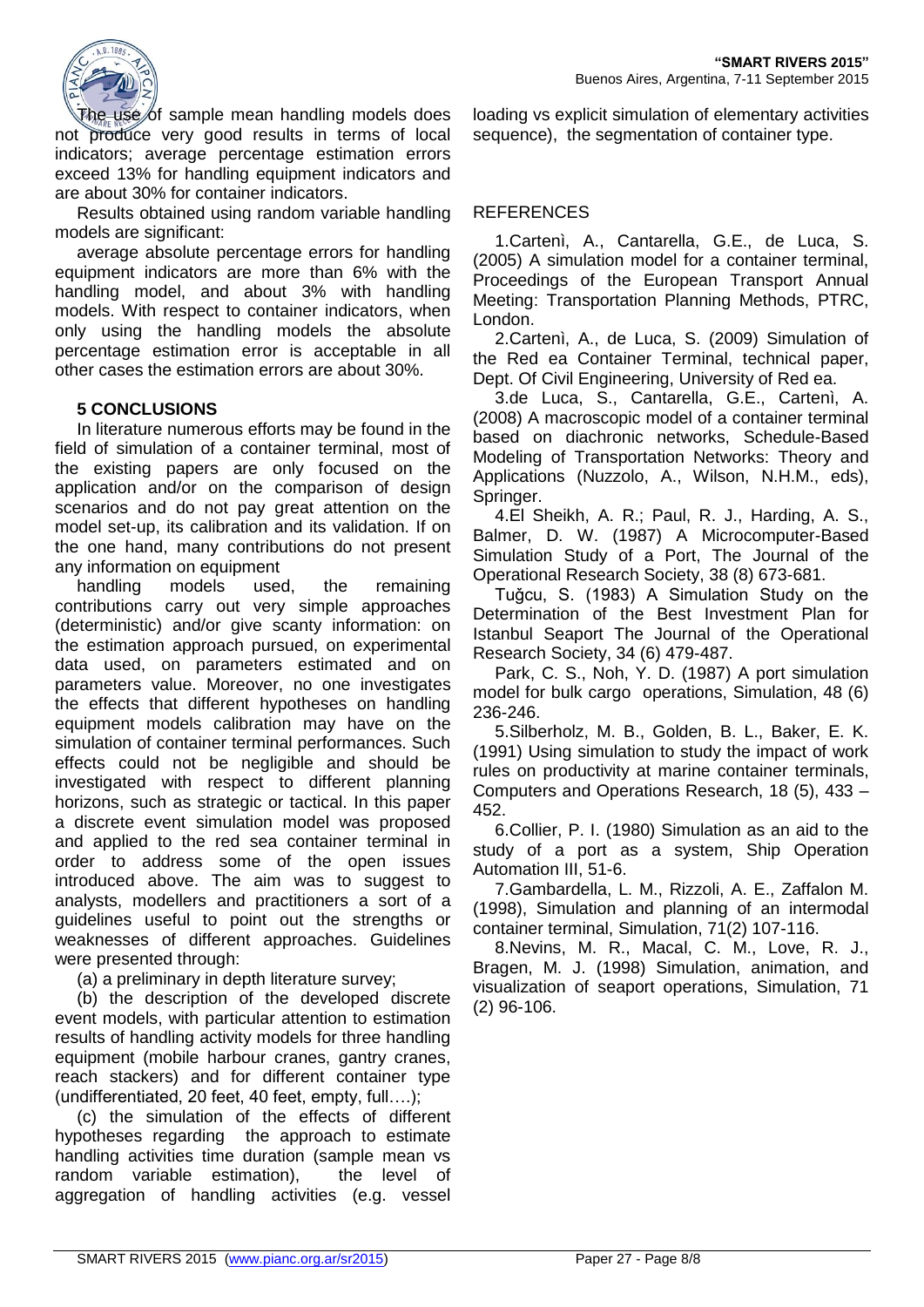The use of sample mean handling models does not produce very good results in terms of local indicators; average percentage estimation errors exceed 13% for handling equipment indicators and are about 30% for container indicators.

Results obtained using random variable handling models are significant:

average absolute percentage errors for handling equipment indicators are more than 6% with the handling model, and about 3% with handling models. With respect to container indicators, when only using the handling models the absolute percentage estimation error is acceptable in all other cases the estimation errors are about 30%.

## 5 CONCLUSIONS

In literature numerous efforts may be found in the field of simulation of a container terminal, most of the existing papers are only focused on the application and/or on the comparison of design scenarios and do not pay great attention on the model set-up, its calibration and its validation. If on the one hand, many contributions do not present any information on equipment handling models used, the remaining contributions carry out very simple approaches (deterministic) and/or give scanty information: on the estimation approach pursued, on experimental data used, on parameters estimated and on parameters value. Moreover, no one investigates the effects that different hypotheses on handling equipment models calibration may have on the simulation of container terminal performances. Such effects could not be negligible and should be investigated with respect to different planning horizons, such as strategic or tactical. In this paper a discrete event simulation model was proposed and applied to the red sea container terminal in order to address some of the open issues introduced above. The aim was to suggest to analysts, modellers and practitioners a sort of a guidelines useful to point out the strengths or weaknesses of different approaches. Guidelines were presented through:

(a) a preliminary in depth literature survey;

(b) the description of the developed discrete event models, with particular attention to estimation results of handling activity models for three handling equipment (mobile harbour cranes, gantry cranes, reach stackers) and for different container type (undifferentiated, 20 feet, 40 feet, empty, full….);

(c) the simulation of the effects of different hypotheses regarding the approach to estimate handling activities time duration (sample mean vs random variable estimation), the level of aggregation of handling activities (e.g. vessel loading vs explicit simulation of elementary activities sequence), the segmentation of container type.

## REFERENCES

1.Cartenì, A., Cantarella, G.E., de Luca, S. (2005) A simulation model for a container terminal, Proceedings of the European Transport Annual Meeting: Transportation Planning Methods, PTRC, London.

2.Cartenì, A., de Luca, S. (2009) Simulation of the Red ea Container Terminal, technical paper, Dept. Of Civil Engineering, University of Red ea.

3.de Luca, S., Cantarella, G.E., Cartenì, A. (2008) A macroscopic model of a container terminal based on diachronic networks, Schedule-Based Modeling of Transportation Networks: Theory and Applications (Nuzzolo, A., Wilson, N.H.M., eds), Springer.

4.El Sheikh, A. R.; Paul, R. J., Harding, A. S., Balmer, D. W. (1987) A Microcomputer-Based Simulation Study of a Port, The Journal of the Operational Research Society, 38 (8) 673-681.

Tuğcu, S. (1983) A Simulation Study on the Determination of the Best Investment Plan for Istanbul Seaport The Journal of the Operational Research Society, 34 (6) 479-487.

Park, C. S., Noh, Y. D. (1987) A port simulation model for bulk cargo operations, Simulation, 48 (6) 236-246.

5.Silberholz, M. B., Golden, B. L., Baker, E. K. (1991) Using simulation to study the impact of work rules on productivity at marine container terminals, Computers and Operations Research, 18 (5), 433 – 452.

6.Collier, P. I. (1980) Simulation as an aid to the study of a port as a system, Ship Operation Automation III, 51-6.

7.Gambardella, L. M., Rizzoli, A. E., Zaffalon M. (1998), Simulation and planning of an intermodal container terminal, Simulation, 71(2) 107-116.

8.Nevins, M. R., Macal, C. M., Love, R. J., Bragen, M. J. (1998) Simulation, animation, and visualization of seaport operations, Simulation, 71 (2) 96-106.